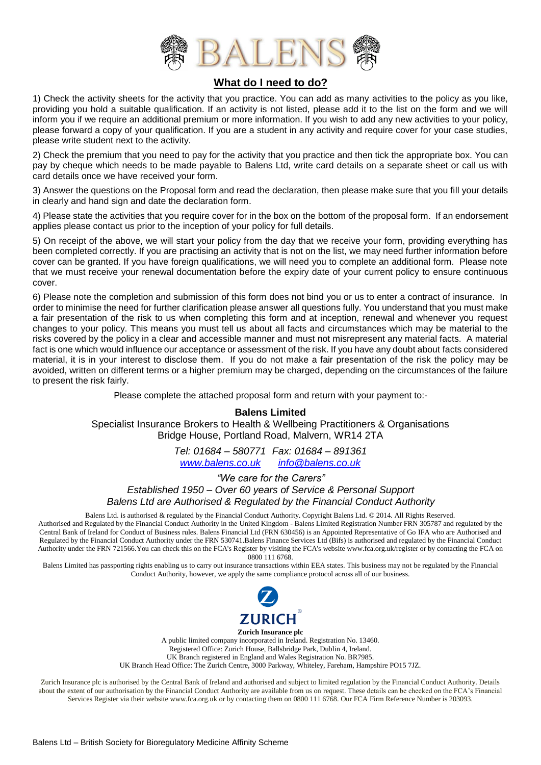# BALENS

## What do I need to do?

1) Check the activity sheets for the activity that you practice. You can add as many activities to the policy as you like, providing you hold a suitable qualification. If an activity is not listed, please add it to the list on the form and we will inform you if we require an additional premium or more information. If you wish to add any new activities to your policy, please forward a copy of your qualification. If you are a student in any activity and require cover for your case studies, please write student next to the activity.

2) Check the premium that you need to pay for the activity that you practice and then tick the appropriate box. You can pay by cheque which needs to be made payable to Balens Ltd, write card details on a separate sheet or call us with card details once we have received your form.

3) Answer the questions on the Proposal form and read the declaration, then please make sure that you fill your details in clearly and hand sign and date the declaration form.

4) Please state the activities that you require cover for in the box on the bottom of the proposal form. If an endorsement applies please contact us prior to the inception of your policy for full details.

5) On receipt of the above, we will start your policy from the day that we receive your form, providing everything has been completed correctly. If you are practising an activity that is not on the list, we may need further information before cover can be granted. If you have foreign qualifications, we will need you to complete an additional form. Please note that we must receive your renewal documentation before the expiry date of your current policy to ensure continuous cover.

6) Please note the completion and submission of this form does not bind you or us to enter a contract of insurance. In order to minimise the need for further clarification please answer all questions fully. You understand that you must make a fair presentation of the risk to us when completing this form and at inception, renewal and whenever you request changes to your policy. This means you must tell us about all facts and circumstances which may be material to the risks covered by the policy in a clear and accessible manner and must not misrepresent any material facts. A material fact is one which would influence our acceptance or assessment of the risk. If you have any doubt about facts considered material, it is in your interest to disclose them. If you do not make a fair presentation of the risk the policy may be avoided, written on different terms or a higher premium may be charged, depending on the circumstances of the failure to present the risk fairly.

Please complete the attached proposal form and return with your payment to:-

**Balens Limited**
Specialist Insurance Brokers to Health & Wellbeing Practitioners & Organisations
Bridge House, Portland Road, Malvern, WR14 2TA

*Tel: 01684 – 580771 Fax: 01684 – 891361*
*www.balens.co.uk info@balens.co.uk*

*"We care for the Carers"*
*Established 1950 – Over 60 years of Service & Personal Support*
*Balens Ltd are Authorised & Regulated by the Financial Conduct Authority*

Balens Ltd. is authorised & regulated by the Financial Conduct Authority. Copyright Balens Ltd. © 2014. All Rights Reserved. Authorised and Regulated by the Financial Conduct Authority in the United Kingdom - Balens Limited Registration Number FRN 305787 and regulated by the Central Bank of Ireland for Conduct of Business rules. Balens Financial Ltd (FRN 630456) is an Appointed Representative of Go IFA who are Authorised and Regulated by the Financial Conduct Authority under the FRN 530741.Balens Finance Services Ltd (Bifs) is authorised and regulated by the Financial Conduct Authority under the FRN 721566.You can check this on the FCA's Register by visiting the FCA's website www.fca.org.uk/register or by contacting the FCA on 0800 111 6768.

Balens Limited has passporting rights enabling us to carry out insurance transactions within EEA states. This business may not be regulated by the Financial Conduct Authority, however, we apply the same compliance protocol across all of our business.

ZURICH

**Zurich Insurance plc**
A public limited company incorporated in Ireland. Registration No. 13460.
Registered Office: Zurich House, Ballsbridge Park, Dublin 4, Ireland.
UK Branch registered in England and Wales Registration No. BR7985.
UK Branch Head Office: The Zurich Centre, 3000 Parkway, Whiteley, Fareham, Hampshire PO15 7JZ.

Zurich Insurance plc is authorised by the Central Bank of Ireland and authorised and subject to limited regulation by the Financial Conduct Authority. Details about the extent of our authorisation by the Financial Conduct Authority are available from us on request. These details can be checked on the FCA's Financial Services Register via their website www.fca.org.uk or by contacting them on 0800 111 6768. Our FCA Firm Reference Number is 203093.

Balens Ltd – British Society for Bioregulatory Medicine Affinity Scheme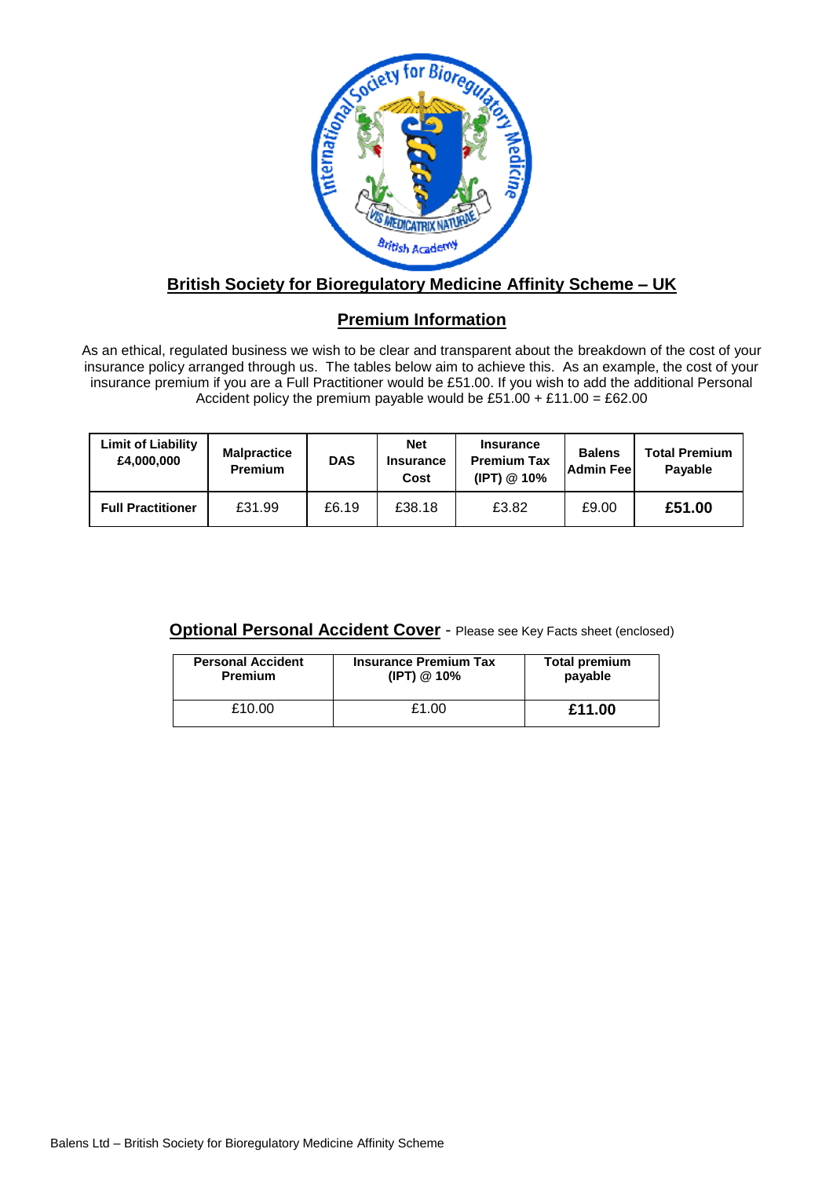## British Society for Bioregulatory Medicine Affinity Scheme – UK

## Premium Information

As an ethical, regulated business we wish to be clear and transparent about the breakdown of the cost of your insurance policy arranged through us. The tables below aim to achieve this. As an example, the cost of your insurance premium if you are a Full Practitioner would be £51.00. If you wish to add the additional Personal Accident policy the premium payable would be £51.00 + £11.00 = £62.00

| Limit of Liability £4,000,000 | Malpractice Premium | DAS | Net Insurance Cost | Insurance Premium Tax (IPT) @ 10% | Balens Admin Fee | Total Premium Payable |
|---|---|---|---|---|---|---|
| **Full Practitioner** | £31.99 | £6.19 | £38.18 | £3.82 | £9.00 | **£51.00** |

**Optional Personal Accident Cover** - Please see Key Facts sheet (enclosed)

| Personal Accident Premium | Insurance Premium Tax (IPT) @ 10% | Total premium payable |
|---|---|---|
| £10.00 | £1.00 | **£11.00** |

Balens Ltd – British Society for Bioregulatory Medicine Affinity Scheme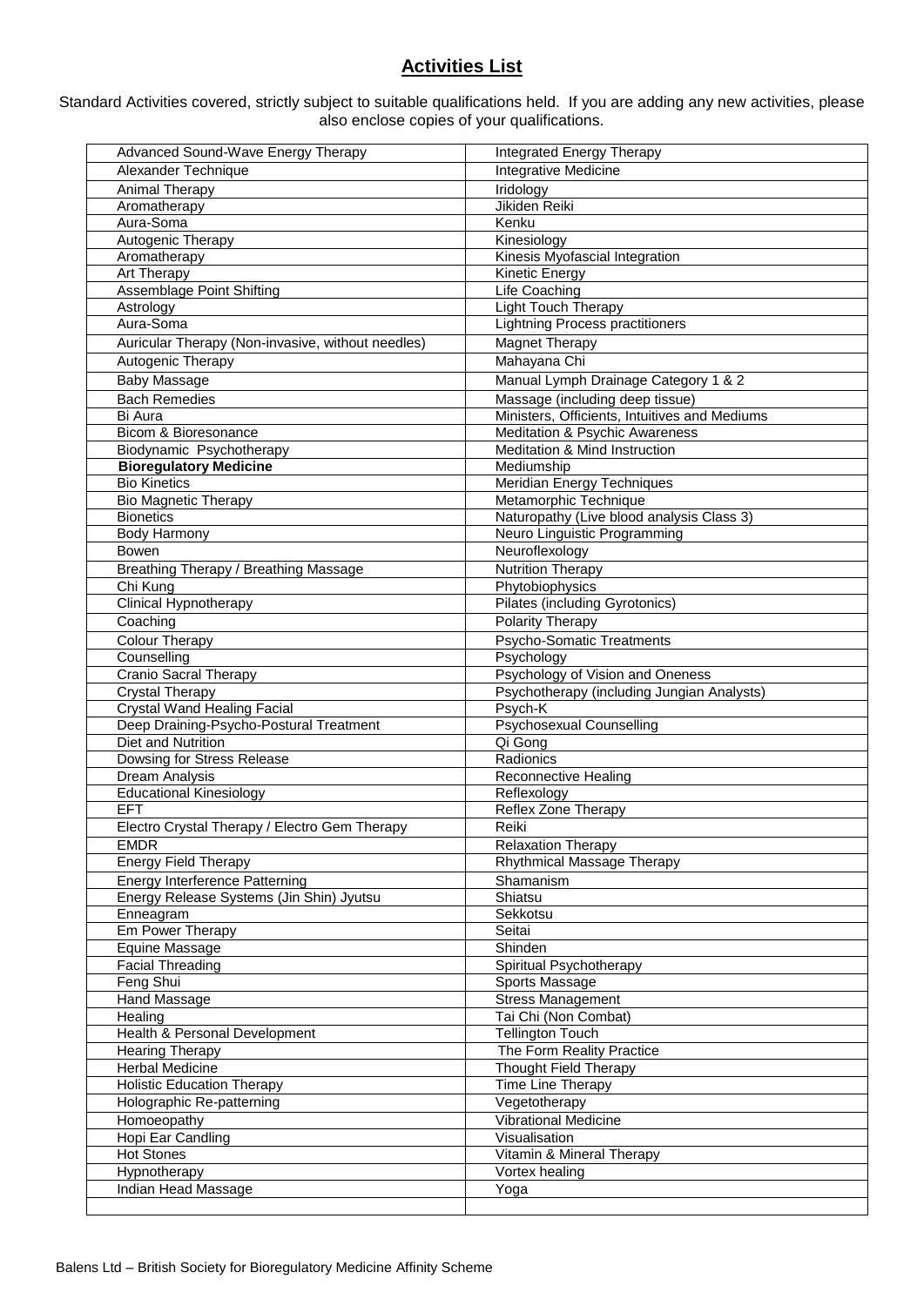## Activities List

Standard Activities covered, strictly subject to suitable qualifications held. If you are adding any new activities, please also enclose copies of your qualifications.

| | |
|---|---|
| Advanced Sound-Wave Energy Therapy | Integrated Energy Therapy |
| Alexander Technique | Integrative Medicine |
| Animal Therapy | Iridology |
| Aromatherapy | Jikiden Reiki |
| Aura-Soma | Kenku |
| Autogenic Therapy | Kinesiology |
| Aromatherapy | Kinesis Myofascial Integration |
| Art Therapy | Kinetic Energy |
| Assemblage Point Shifting | Life Coaching |
| Astrology | Light Touch Therapy |
| Aura-Soma | Lightning Process practitioners |
| Auricular Therapy (Non-invasive, without needles) | Magnet Therapy |
| Autogenic Therapy | Mahayana Chi |
| Baby Massage | Manual Lymph Drainage Category 1 & 2 |
| Bach Remedies | Massage (including deep tissue) |
| Bi Aura | Ministers, Officients, Intuitives and Mediums |
| Bicom & Bioresonance | Meditation & Psychic Awareness |
| Biodynamic Psychotherapy | Meditation & Mind Instruction |
| **Bioregulatory Medicine** | Mediumship |
| Bio Kinetics | Meridian Energy Techniques |
| Bio Magnetic Therapy | Metamorphic Technique |
| Bionetics | Naturopathy (Live blood analysis Class 3) |
| Body Harmony | Neuro Linguistic Programming |
| Bowen | Neuroflexology |
| Breathing Therapy / Breathing Massage | Nutrition Therapy |
| Chi Kung | Phytobiophysics |
| Clinical Hypnotherapy | Pilates (including Gyrotonics) |
| Coaching | Polarity Therapy |
| Colour Therapy | Psycho-Somatic Treatments |
| Counselling | Psychology |
| Cranio Sacral Therapy | Psychology of Vision and Oneness |
| Crystal Therapy | Psychotherapy (including Jungian Analysts) |
| Crystal Wand Healing Facial | Psych-K |
| Deep Draining-Psycho-Postural Treatment | Psychosexual Counselling |
| Diet and Nutrition | Qi Gong |
| Dowsing for Stress Release | Radionics |
| Dream Analysis | Reconnective Healing |
| Educational Kinesiology | Reflexology |
| EFT | Reflex Zone Therapy |
| Electro Crystal Therapy / Electro Gem Therapy | Reiki |
| EMDR | Relaxation Therapy |
| Energy Field Therapy | Rhythmical Massage Therapy |
| Energy Interference Patterning | Shamanism |
| Energy Release Systems (Jin Shin) Jyutsu | Shiatsu |
| Enneagram | Sekkotsu |
| Em Power Therapy | Seitai |
| Equine Massage | Shinden |
| Facial Threading | Spiritual Psychotherapy |
| Feng Shui | Sports Massage |
| Hand Massage | Stress Management |
| Healing | Tai Chi (Non Combat) |
| Health & Personal Development | Tellington Touch |
| Hearing Therapy | The Form Reality Practice |
| Herbal Medicine | Thought Field Therapy |
| Holistic Education Therapy | Time Line Therapy |
| Holographic Re-patterning | Vegetotherapy |
| Homoeopathy | Vibrational Medicine |
| Hopi Ear Candling | Visualisation |
| Hot Stones | Vitamin & Mineral Therapy |
| Hypnotherapy | Vortex healing |
| Indian Head Massage | Yoga |
| | |

Balens Ltd – British Society for Bioregulatory Medicine Affinity Scheme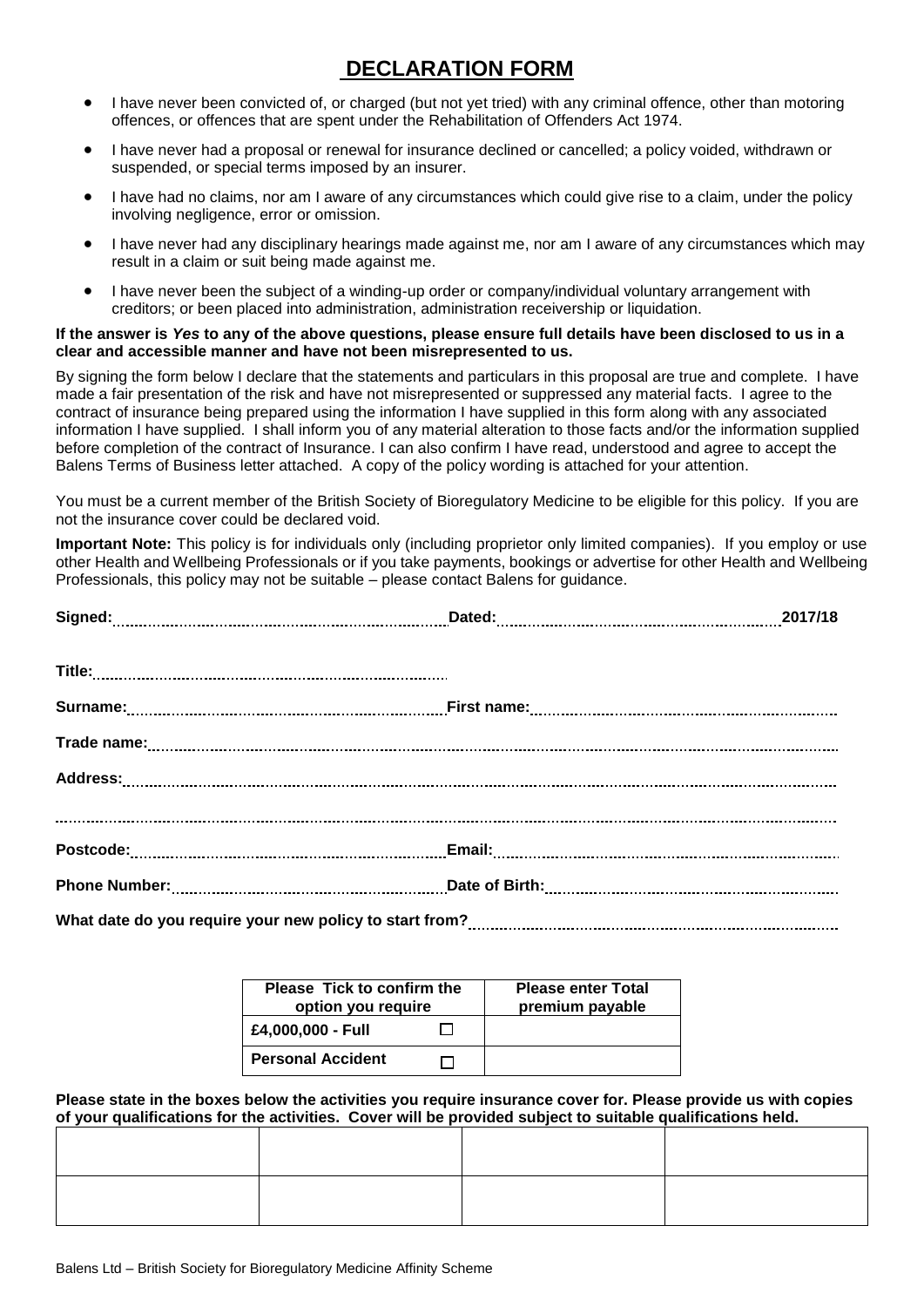# DECLARATION FORM

- I have never been convicted of, or charged (but not yet tried) with any criminal offence, other than motoring offences, or offences that are spent under the Rehabilitation of Offenders Act 1974.
- I have never had a proposal or renewal for insurance declined or cancelled; a policy voided, withdrawn or suspended, or special terms imposed by an insurer.
- I have had no claims, nor am I aware of any circumstances which could give rise to a claim, under the policy involving negligence, error or omission.
- I have never had any disciplinary hearings made against me, nor am I aware of any circumstances which may result in a claim or suit being made against me.
- I have never been the subject of a winding-up order or company/individual voluntary arrangement with creditors; or been placed into administration, administration receivership or liquidation.

**If the answer is *Yes* to any of the above questions, please ensure full details have been disclosed to us in a clear and accessible manner and have not been misrepresented to us.**

By signing the form below I declare that the statements and particulars in this proposal are true and complete. I have made a fair presentation of the risk and have not misrepresented or suppressed any material facts. I agree to the contract of insurance being prepared using the information I have supplied in this form along with any associated information I have supplied. I shall inform you of any material alteration to those facts and/or the information supplied before completion of the contract of Insurance. I can also confirm I have read, understood and agree to accept the Balens Terms of Business letter attached. A copy of the policy wording is attached for your attention.

You must be a current member of the British Society of Bioregulatory Medicine to be eligible for this policy. If you are not the insurance cover could be declared void.

**Important Note:** This policy is for individuals only (including proprietor only limited companies). If you employ or use other Health and Wellbeing Professionals or if you take payments, bookings or advertise for other Health and Wellbeing Professionals, this policy may not be suitable – please contact Balens for guidance.

**Signed:** .................................................... **Dated:** .................................................... **2017/18**

**Title:** ....................................................

**Surname:** .................................................... **First name:** ....................................................

**Trade name:** ....................................................

**Address:** ....................................................

....................................................

**Postcode:** .................................................... **Email:** ....................................................

**Phone Number:** .................................................... **Date of Birth:** ....................................................

**What date do you require your new policy to start from?** ....................................................

| Please Tick to confirm the option you require | | Please enter Total premium payable |
|---|---|---|
| £4,000,000 - Full | ☐ | |
| Personal Accident | ☐ | |

**Please state in the boxes below the activities you require insurance cover for. Please provide us with copies of your qualifications for the activities. Cover will be provided subject to suitable qualifications held.**

| | | | |
|---|---|---|---|
| | | | |
| | | | |

Balens Ltd – British Society for Bioregulatory Medicine Affinity Scheme